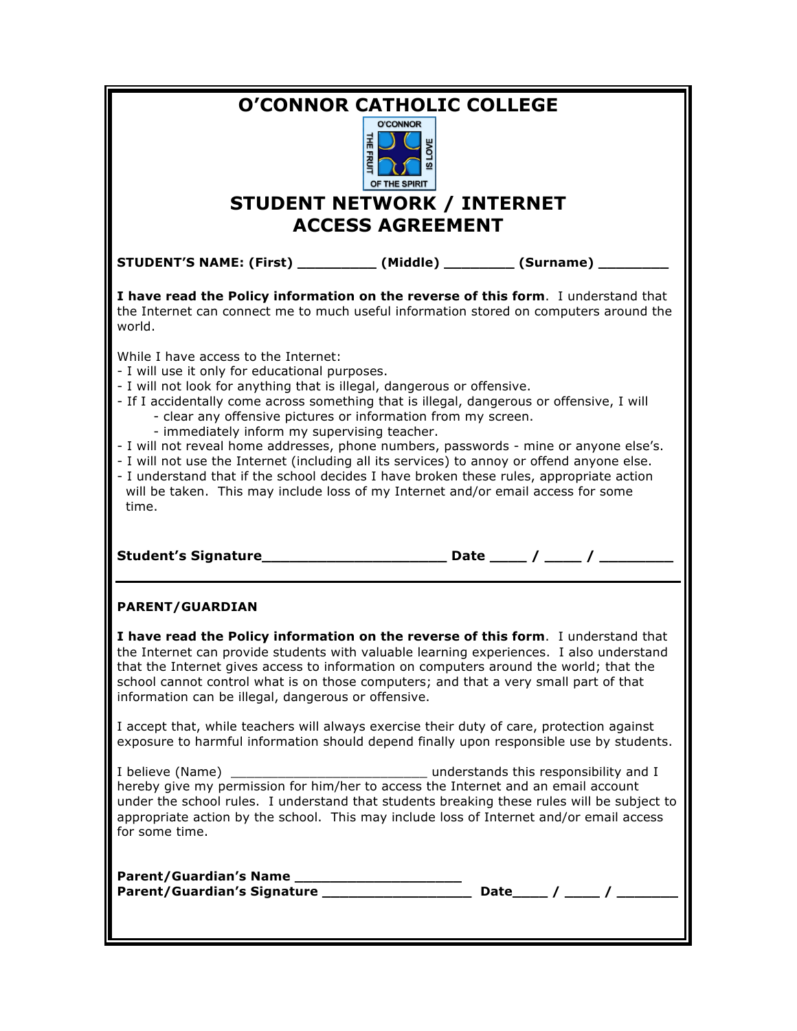# O'CONNOR CATHOLIC COLLEGE

## STUDENT NETWORK / INTERNET ACCESS AGREEMENT

**STUDENT'S NAME: (First) _________ (Middle) ________ (Surname) ________**

**I have read the Policy information on the reverse of this form**. I understand that the Internet can connect me to much useful information stored on computers around the world.

While I have access to the Internet:

- I will use it only for educational purposes.
- I will not look for anything that is illegal, dangerous or offensive.
- If I accidentally come across something that is illegal, dangerous or offensive, I will
  - clear any offensive pictures or information from my screen.
  - immediately inform my supervising teacher.
- I will not reveal home addresses, phone numbers, passwords - mine or anyone else's.
- I will not use the Internet (including all its services) to annoy or offend anyone else.
- I understand that if the school decides I have broken these rules, appropriate action will be taken. This may include loss of my Internet and/or email access for some time.

**Student's Signature_____________________ Date ____ / ____ / ________**

---

**PARENT/GUARDIAN**

**I have read the Policy information on the reverse of this form**. I understand that the Internet can provide students with valuable learning experiences. I also understand that the Internet gives access to information on computers around the world; that the school cannot control what is on those computers; and that a very small part of that information can be illegal, dangerous or offensive.

I accept that, while teachers will always exercise their duty of care, protection against exposure to harmful information should depend finally upon responsible use by students.

I believe (Name) _________________________ understands this responsibility and I hereby give my permission for him/her to access the Internet and an email account under the school rules. I understand that students breaking these rules will be subject to appropriate action by the school. This may include loss of Internet and/or email access for some time.

**Parent/Guardian's Name ____________________**
**Parent/Guardian's Signature _________________ Date____ / ____ / _______**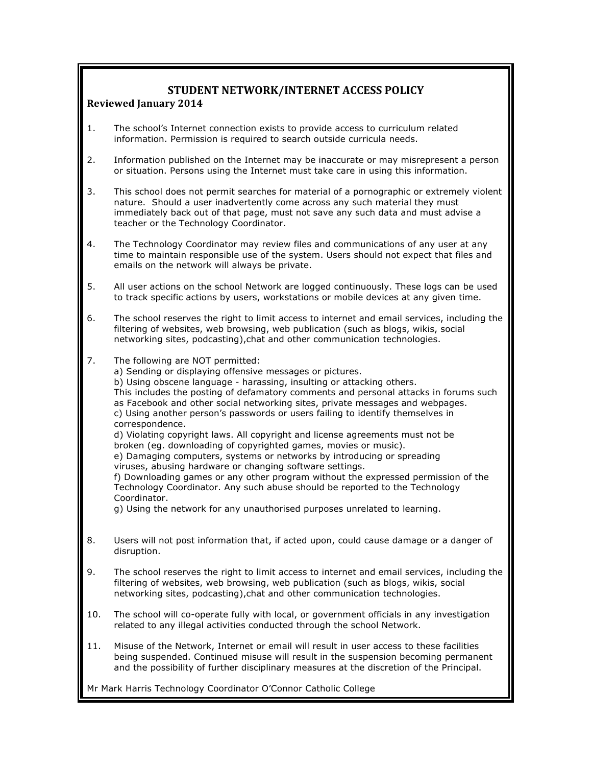## STUDENT NETWORK/INTERNET ACCESS POLICY

**Reviewed January 2014**

1. The school's Internet connection exists to provide access to curriculum related information. Permission is required to search outside curricula needs.

2. Information published on the Internet may be inaccurate or may misrepresent a person or situation. Persons using the Internet must take care in using this information.

3. This school does not permit searches for material of a pornographic or extremely violent nature. Should a user inadvertently come across any such material they must immediately back out of that page, must not save any such data and must advise a teacher or the Technology Coordinator.

4. The Technology Coordinator may review files and communications of any user at any time to maintain responsible use of the system. Users should not expect that files and emails on the network will always be private.

5. All user actions on the school Network are logged continuously. These logs can be used to track specific actions by users, workstations or mobile devices at any given time.

6. The school reserves the right to limit access to internet and email services, including the filtering of websites, web browsing, web publication (such as blogs, wikis, social networking sites, podcasting),chat and other communication technologies.

7. The following are NOT permitted:
   a) Sending or displaying offensive messages or pictures.
   b) Using obscene language - harassing, insulting or attacking others.
   This includes the posting of defamatory comments and personal attacks in forums such as Facebook and other social networking sites, private messages and webpages.
   c) Using another person's passwords or users failing to identify themselves in correspondence.
   d) Violating copyright laws. All copyright and license agreements must not be broken (eg. downloading of copyrighted games, movies or music).
   e) Damaging computers, systems or networks by introducing or spreading viruses, abusing hardware or changing software settings.
   f) Downloading games or any other program without the expressed permission of the Technology Coordinator. Any such abuse should be reported to the Technology Coordinator.
   g) Using the network for any unauthorised purposes unrelated to learning.

8. Users will not post information that, if acted upon, could cause damage or a danger of disruption.

9. The school reserves the right to limit access to internet and email services, including the filtering of websites, web browsing, web publication (such as blogs, wikis, social networking sites, podcasting),chat and other communication technologies.

10. The school will co-operate fully with local, or government officials in any investigation related to any illegal activities conducted through the school Network.

11. Misuse of the Network, Internet or email will result in user access to these facilities being suspended. Continued misuse will result in the suspension becoming permanent and the possibility of further disciplinary measures at the discretion of the Principal.

Mr Mark Harris Technology Coordinator O'Connor Catholic College